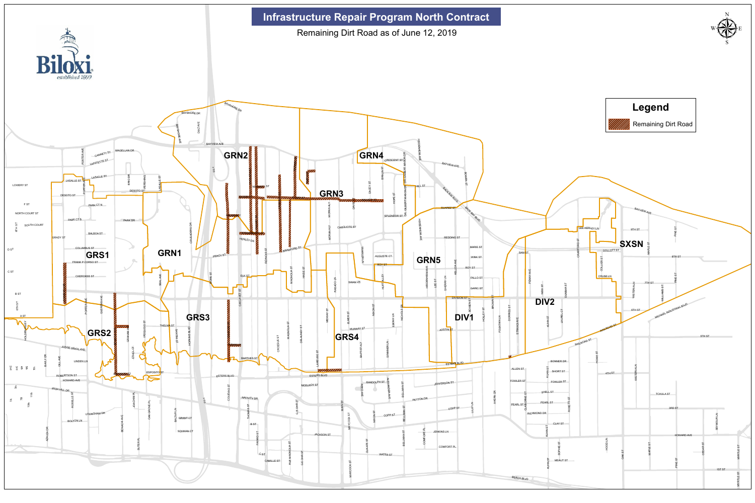# Infrastructure Repair Program North Contract

Remaining Dirt Road as of June 12, 2019

Biloxi
*established 1699*

**Legend**

Remaining Dirt Road

GRN1 GRN2 GRN3 GRN4 GRN5

GRS1 GRS2 GRS3 GRS4

DIV1 DIV2

SXSN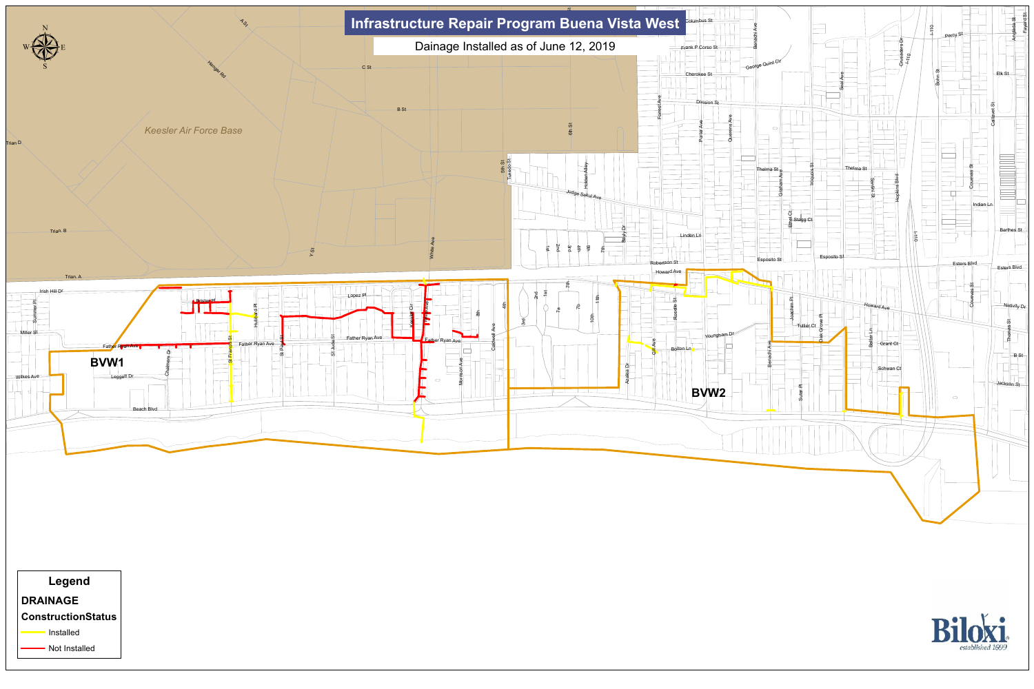# Infrastructure Repair Program Buena Vista West

Dainage Installed as of June 12, 2019

BVW1

BVW2

**Legend**

**DRAINAGE**

**ConstructionStatus**

- Installed
- Not Installed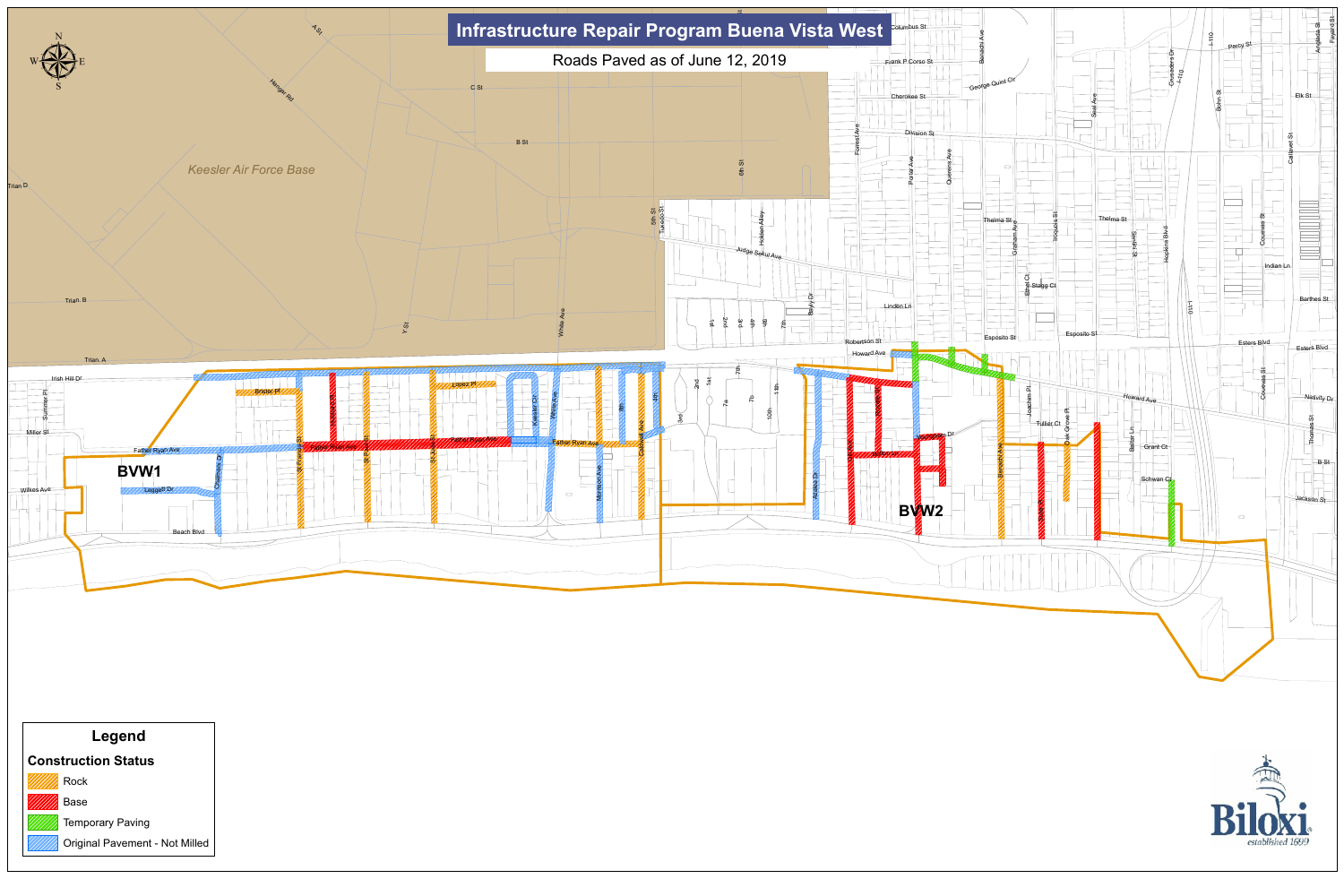# Infrastructure Repair Program Buena Vista West

Roads Paved as of June 12, 2019

BVW1

BVW2

Keesler Air Force Base

## Legend

**Construction Status**

- Rock
- Base
- Temporary Paving
- Original Pavement - Not Milled

Biloxi established 1699